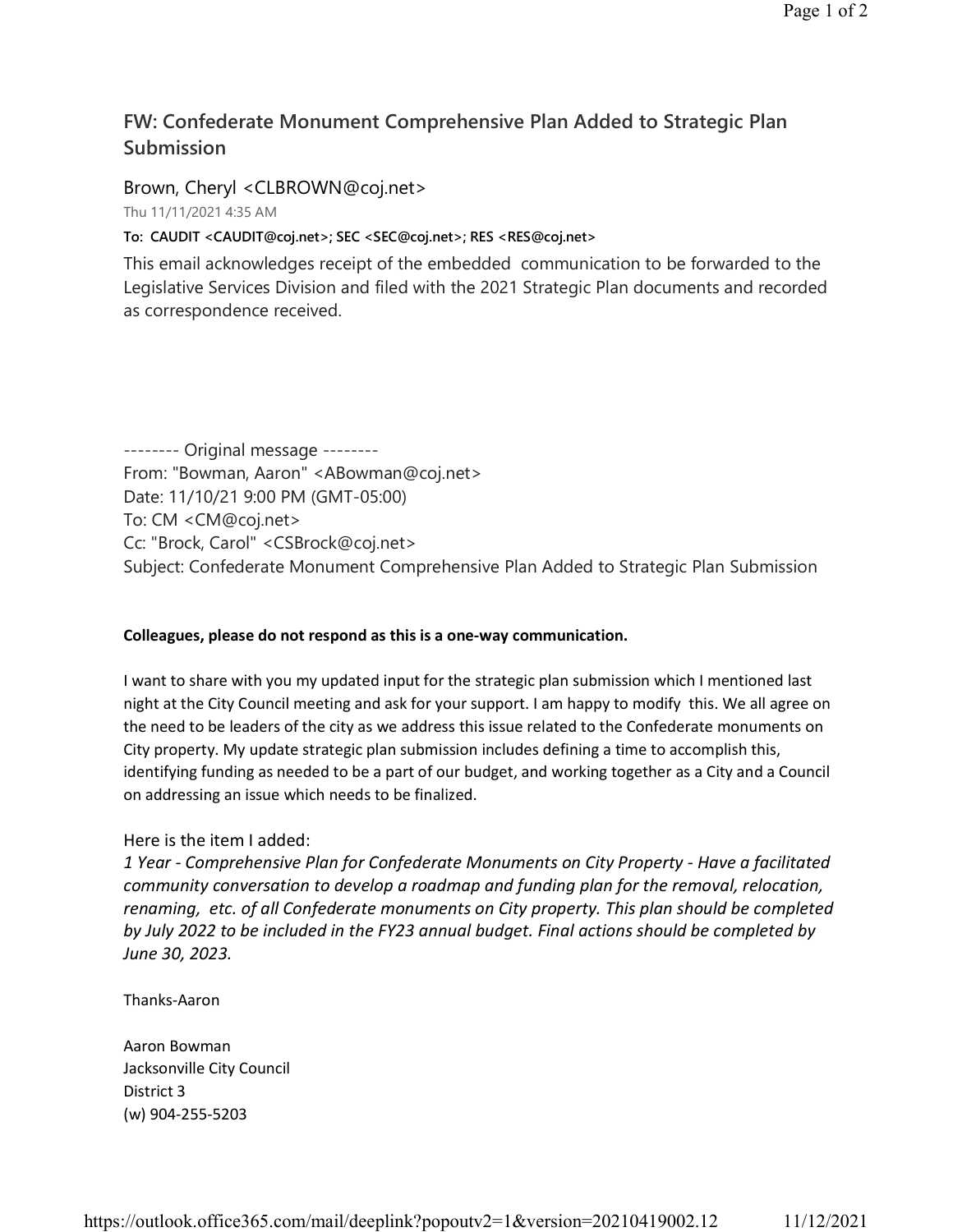# FW: Confederate Monument Comprehensive Plan Added to Strategic Plan Submission

Brown, Cheryl <CLBROWN@coj.net>

Thu 11/11/2021 4:35 AM

**To: CAUDIT <CAUDIT@coj.net>; SEC <SEC@coj.net>; RES <RES@coj.net>**

This email acknowledges receipt of the embedded communication to be forwarded to the Legislative Services Division and filed with the 2021 Strategic Plan documents and recorded as correspondence received.

-------- Original message --------
From: "Bowman, Aaron" <ABowman@coj.net>
Date: 11/10/21 9:00 PM (GMT-05:00)
To: CM <CM@coj.net>
Cc: "Brock, Carol" <CSBrock@coj.net>
Subject: Confederate Monument Comprehensive Plan Added to Strategic Plan Submission

**Colleagues, please do not respond as this is a one-way communication.**

I want to share with you my updated input for the strategic plan submission which I mentioned last night at the City Council meeting and ask for your support. I am happy to modify this. We all agree on the need to be leaders of the city as we address this issue related to the Confederate monuments on City property. My update strategic plan submission includes defining a time to accomplish this, identifying funding as needed to be a part of our budget, and working together as a City and a Council on addressing an issue which needs to be finalized.

Here is the item I added:

*1 Year - Comprehensive Plan for Confederate Monuments on City Property - Have a facilitated community conversation to develop a roadmap and funding plan for the removal, relocation, renaming, etc. of all Confederate monuments on City property. This plan should be completed by July 2022 to be included in the FY23 annual budget. Final actions should be completed by June 30, 2023.*

Thanks-Aaron

Aaron Bowman
Jacksonville City Council
District 3
(w) 904-255-5203